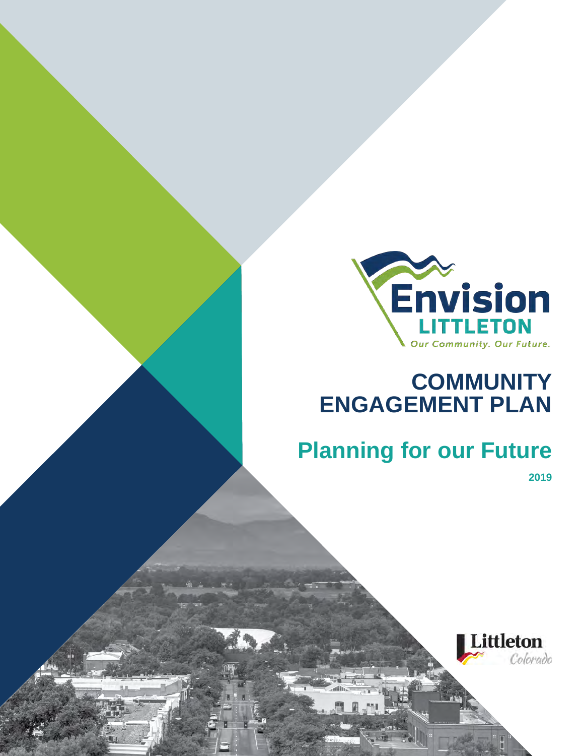Envision LITTLETON

*Our Community. Our Future.*

# COMMUNITY ENGAGEMENT PLAN

## Planning for our Future

**2019**

Littleton Colorado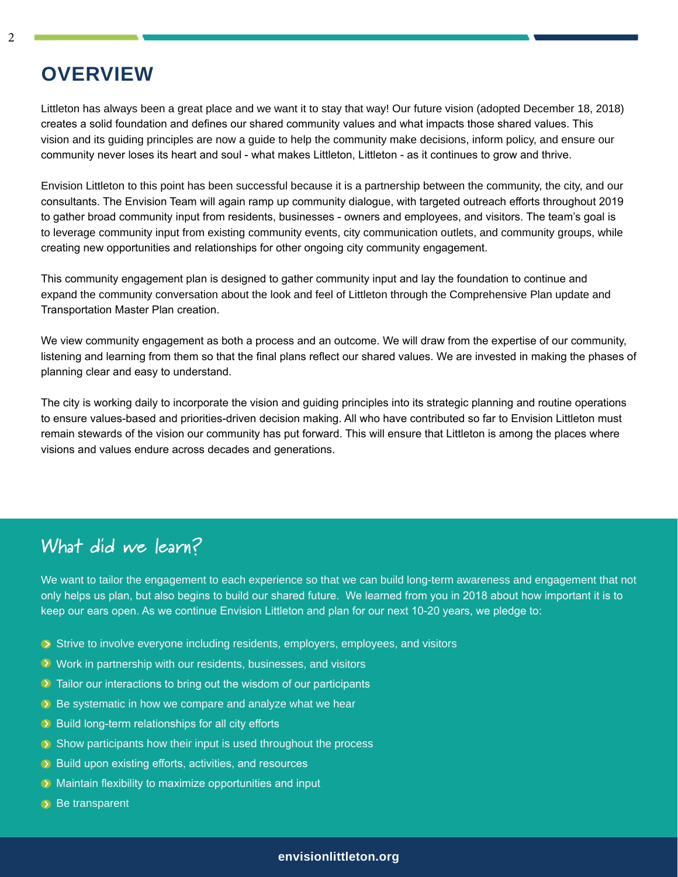# OVERVIEW

Littleton has always been a great place and we want it to stay that way! Our future vision (adopted December 18, 2018) creates a solid foundation and defines our shared community values and what impacts those shared values. This vision and its guiding principles are now a guide to help the community make decisions, inform policy, and ensure our community never loses its heart and soul - what makes Littleton, Littleton - as it continues to grow and thrive.

Envision Littleton to this point has been successful because it is a partnership between the community, the city, and our consultants. The Envision Team will again ramp up community dialogue, with targeted outreach efforts throughout 2019 to gather broad community input from residents, businesses - owners and employees, and visitors. The team's goal is to leverage community input from existing community events, city communication outlets, and community groups, while creating new opportunities and relationships for other ongoing city community engagement.

This community engagement plan is designed to gather community input and lay the foundation to continue and expand the community conversation about the look and feel of Littleton through the Comprehensive Plan update and Transportation Master Plan creation.

We view community engagement as both a process and an outcome. We will draw from the expertise of our community, listening and learning from them so that the final plans reflect our shared values. We are invested in making the phases of planning clear and easy to understand.

The city is working daily to incorporate the vision and guiding principles into its strategic planning and routine operations to ensure values-based and priorities-driven decision making. All who have contributed so far to Envision Littleton must remain stewards of the vision our community has put forward. This will ensure that Littleton is among the places where visions and values endure across decades and generations.

## What did we learn?

We want to tailor the engagement to each experience so that we can build long-term awareness and engagement that not only helps us plan, but also begins to build our shared future. We learned from you in 2018 about how important it is to keep our ears open. As we continue Envision Littleton and plan for our next 10-20 years, we pledge to:

- Strive to involve everyone including residents, employers, employees, and visitors
- Work in partnership with our residents, businesses, and visitors
- Tailor our interactions to bring out the wisdom of our participants
- Be systematic in how we compare and analyze what we hear
- Build long-term relationships for all city efforts
- Show participants how their input is used throughout the process
- Build upon existing efforts, activities, and resources
- Maintain flexibility to maximize opportunities and input
- Be transparent

envisionlittleton.org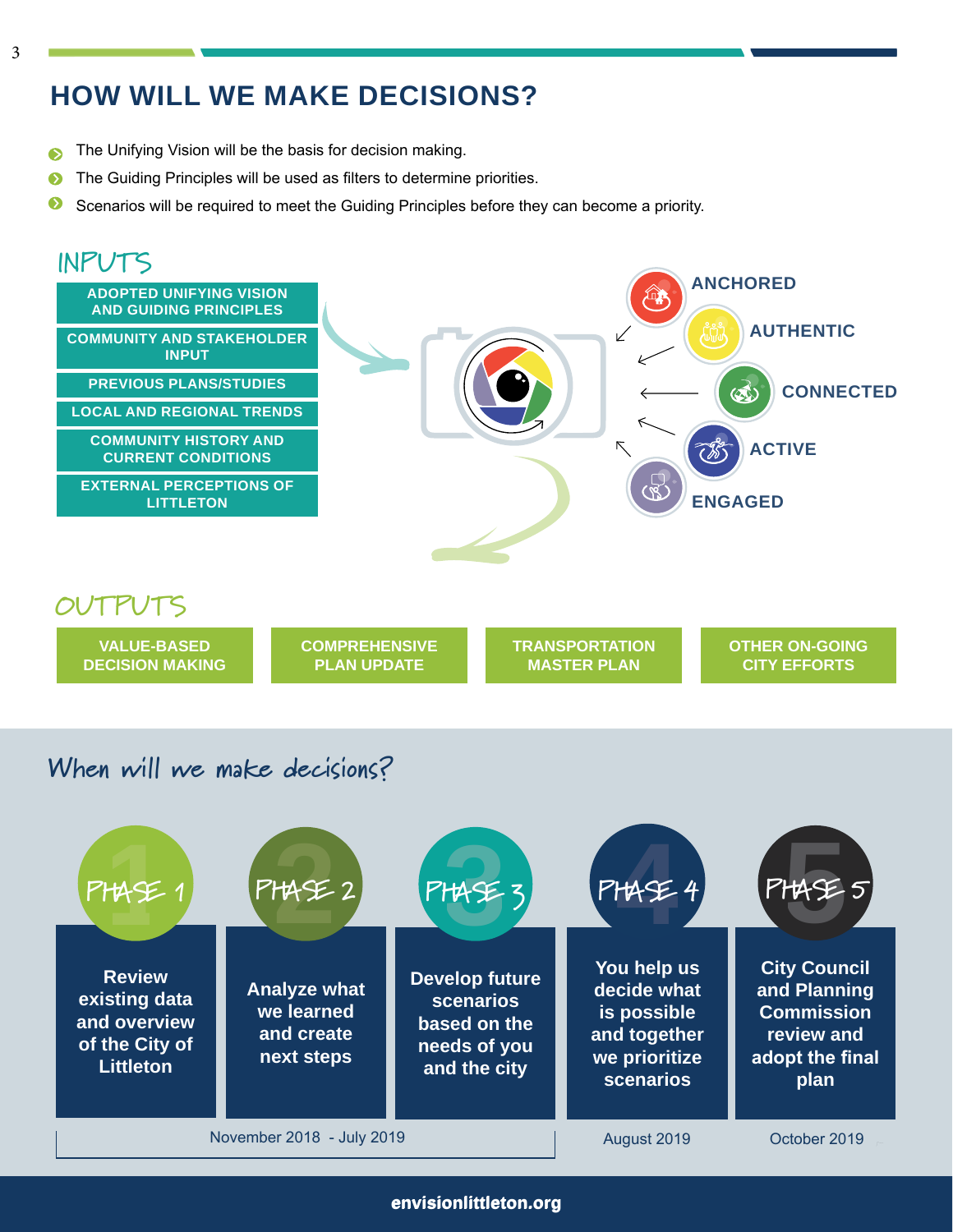# HOW WILL WE MAKE DECISIONS?

- The Unifying Vision will be the basis for decision making.
- The Guiding Principles will be used as filters to determine priorities.
- Scenarios will be required to meet the Guiding Principles before they can become a priority.

## INPUTS

- ADOPTED UNIFYING VISION AND GUIDING PRINCIPLES
- COMMUNITY AND STAKEHOLDER INPUT
- PREVIOUS PLANS/STUDIES
- LOCAL AND REGIONAL TRENDS
- COMMUNITY HISTORY AND CURRENT CONDITIONS
- EXTERNAL PERCEPTIONS OF LITTLETON

ANCHORED

AUTHENTIC

CONNECTED

ACTIVE

ENGAGED

## OUTPUTS

- VALUE-BASED DECISION MAKING
- COMPREHENSIVE PLAN UPDATE
- TRANSPORTATION MASTER PLAN
- OTHER ON-GOING CITY EFFORTS

## When will we make decisions?

| PHASE 1 | PHASE 2 | PHASE 3 | PHASE 4 | PHASE 5 |
|---|---|---|---|---|
| Review existing data and overview of the City of Littleton | Analyze what we learned and create next steps | Develop future scenarios based on the needs of you and the city | You help us decide what is possible and together we prioritize scenarios | City Council and Planning Commission review and adopt the final plan |
| November 2018 - July 2019 | | | August 2019 | October 2019 |

envisionlittleton.org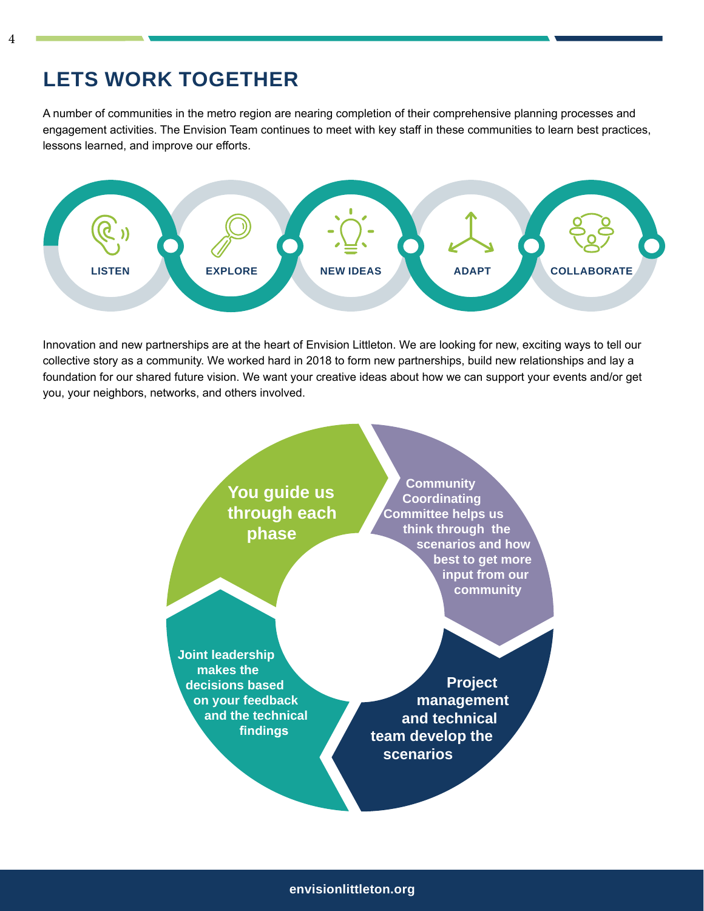## LETS WORK TOGETHER

A number of communities in the metro region are nearing completion of their comprehensive planning processes and engagement activities. The Envision Team continues to meet with key staff in these communities to learn best practices, lessons learned, and improve our efforts.

LISTEN — EXPLORE — NEW IDEAS — ADAPT — COLLABORATE

Innovation and new partnerships are at the heart of Envision Littleton. We are looking for new, exciting ways to tell our collective story as a community. We worked hard in 2018 to form new partnerships, build new relationships and lay a foundation for our shared future vision. We want your creative ideas about how we can support your events and/or get you, your neighbors, networks, and others involved.

- **You guide us through each phase**
- **Community Coordinating Committee helps us think through the scenarios and how best to get more input from our community**
- **Project management and technical team develop the scenarios**
- **Joint leadership makes the decisions based on your feedback and the technical findings**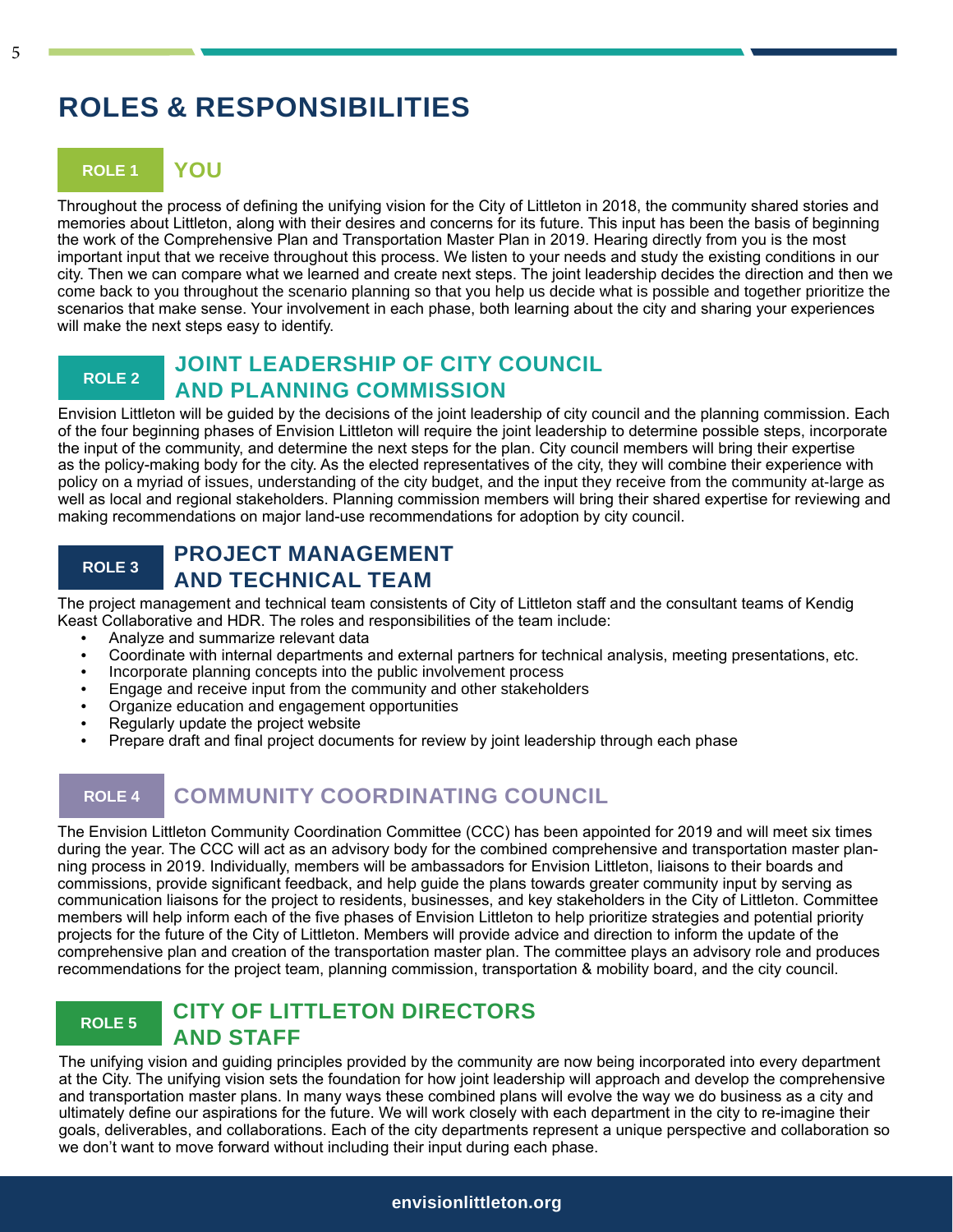# ROLES & RESPONSIBILITIES

## ROLE 1 YOU

Throughout the process of defining the unifying vision for the City of Littleton in 2018, the community shared stories and memories about Littleton, along with their desires and concerns for its future. This input has been the basis of beginning the work of the Comprehensive Plan and Transportation Master Plan in 2019. Hearing directly from you is the most important input that we receive throughout this process. We listen to your needs and study the existing conditions in our city. Then we can compare what we learned and create next steps. The joint leadership decides the direction and then we come back to you throughout the scenario planning so that you help us decide what is possible and together prioritize the scenarios that make sense. Your involvement in each phase, both learning about the city and sharing your experiences will make the next steps easy to identify.

## ROLE 2 JOINT LEADERSHIP OF CITY COUNCIL AND PLANNING COMMISSION

Envision Littleton will be guided by the decisions of the joint leadership of city council and the planning commission. Each of the four beginning phases of Envision Littleton will require the joint leadership to determine possible steps, incorporate the input of the community, and determine the next steps for the plan. City council members will bring their expertise as the policy-making body for the city. As the elected representatives of the city, they will combine their experience with policy on a myriad of issues, understanding of the city budget, and the input they receive from the community at-large as well as local and regional stakeholders. Planning commission members will bring their shared expertise for reviewing and making recommendations on major land-use recommendations for adoption by city council.

## ROLE 3 PROJECT MANAGEMENT AND TECHNICAL TEAM

The project management and technical team consistents of City of Littleton staff and the consultant teams of Kendig Keast Collaborative and HDR. The roles and responsibilities of the team include:

- Analyze and summarize relevant data
- Coordinate with internal departments and external partners for technical analysis, meeting presentations, etc.
- Incorporate planning concepts into the public involvement process
- Engage and receive input from the community and other stakeholders
- Organize education and engagement opportunities
- Regularly update the project website
- Prepare draft and final project documents for review by joint leadership through each phase

## ROLE 4 COMMUNITY COORDINATING COUNCIL

The Envision Littleton Community Coordination Committee (CCC) has been appointed for 2019 and will meet six times during the year. The CCC will act as an advisory body for the combined comprehensive and transportation master planning process in 2019. Individually, members will be ambassadors for Envision Littleton, liaisons to their boards and commissions, provide significant feedback, and help guide the plans towards greater community input by serving as communication liaisons for the project to residents, businesses, and key stakeholders in the City of Littleton. Committee members will help inform each of the five phases of Envision Littleton to help prioritize strategies and potential priority projects for the future of the City of Littleton. Members will provide advice and direction to inform the update of the comprehensive plan and creation of the transportation master plan. The committee plays an advisory role and produces recommendations for the project team, planning commission, transportation & mobility board, and the city council.

## ROLE 5 CITY OF LITTLETON DIRECTORS AND STAFF

The unifying vision and guiding principles provided by the community are now being incorporated into every department at the City. The unifying vision sets the foundation for how joint leadership will approach and develop the comprehensive and transportation master plans. In many ways these combined plans will evolve the way we do business as a city and ultimately define our aspirations for the future. We will work closely with each department in the city to re-imagine their goals, deliverables, and collaborations. Each of the city departments represent a unique perspective and collaboration so we don't want to move forward without including their input during each phase.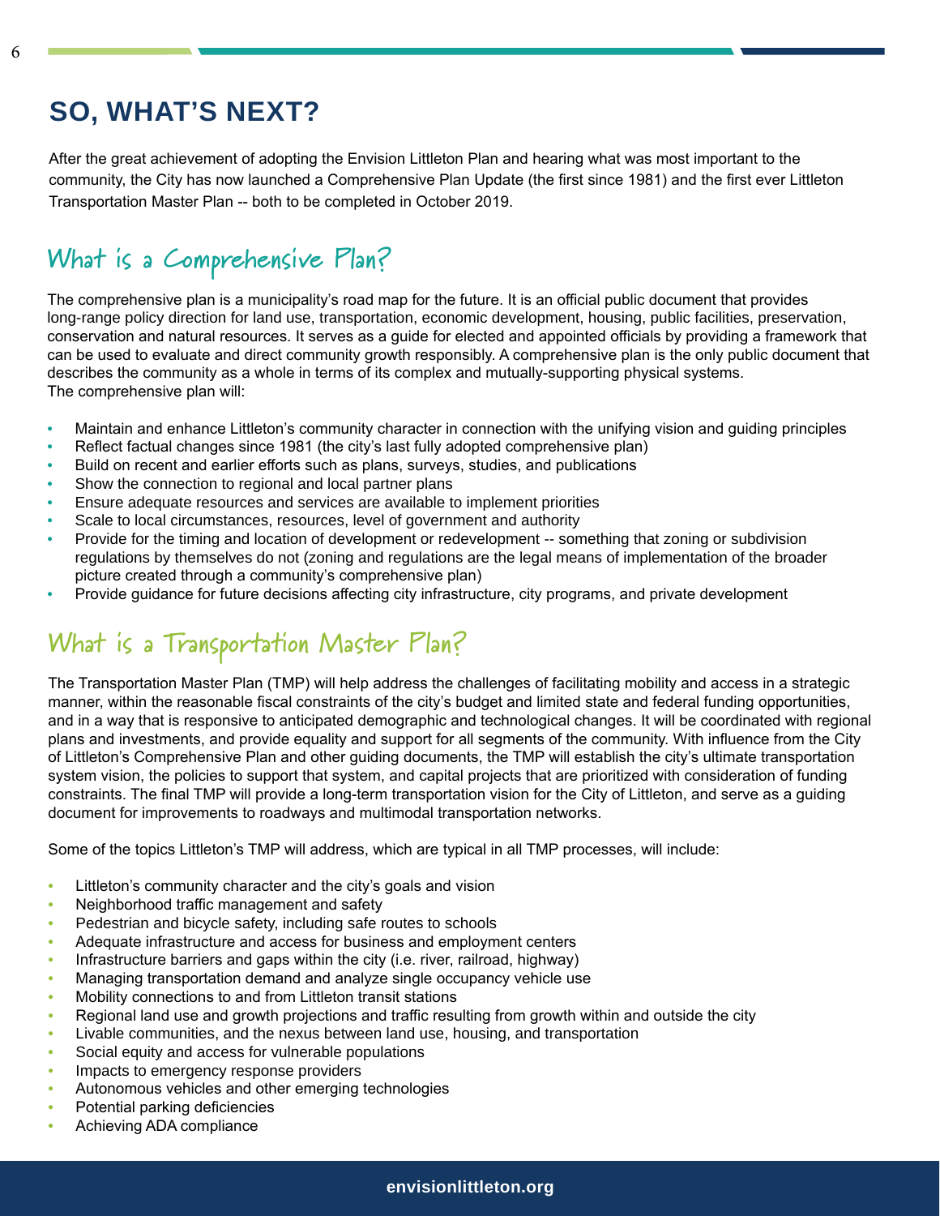# SO, WHAT'S NEXT?

After the great achievement of adopting the Envision Littleton Plan and hearing what was most important to the community, the City has now launched a Comprehensive Plan Update (the first since 1981) and the first ever Littleton Transportation Master Plan -- both to be completed in October 2019.

## What is a Comprehensive Plan?

The comprehensive plan is a municipality's road map for the future. It is an official public document that provides long-range policy direction for land use, transportation, economic development, housing, public facilities, preservation, conservation and natural resources. It serves as a guide for elected and appointed officials by providing a framework that can be used to evaluate and direct community growth responsibly. A comprehensive plan is the only public document that describes the community as a whole in terms of its complex and mutually-supporting physical systems.
The comprehensive plan will:

- Maintain and enhance Littleton's community character in connection with the unifying vision and guiding principles
- Reflect factual changes since 1981 (the city's last fully adopted comprehensive plan)
- Build on recent and earlier efforts such as plans, surveys, studies, and publications
- Show the connection to regional and local partner plans
- Ensure adequate resources and services are available to implement priorities
- Scale to local circumstances, resources, level of government and authority
- Provide for the timing and location of development or redevelopment -- something that zoning or subdivision regulations by themselves do not (zoning and regulations are the legal means of implementation of the broader picture created through a community's comprehensive plan)
- Provide guidance for future decisions affecting city infrastructure, city programs, and private development

## What is a Transportation Master Plan?

The Transportation Master Plan (TMP) will help address the challenges of facilitating mobility and access in a strategic manner, within the reasonable fiscal constraints of the city's budget and limited state and federal funding opportunities, and in a way that is responsive to anticipated demographic and technological changes. It will be coordinated with regional plans and investments, and provide equality and support for all segments of the community. With influence from the City of Littleton's Comprehensive Plan and other guiding documents, the TMP will establish the city's ultimate transportation system vision, the policies to support that system, and capital projects that are prioritized with consideration of funding constraints. The final TMP will provide a long-term transportation vision for the City of Littleton, and serve as a guiding document for improvements to roadways and multimodal transportation networks.

Some of the topics Littleton's TMP will address, which are typical in all TMP processes, will include:

- Littleton's community character and the city's goals and vision
- Neighborhood traffic management and safety
- Pedestrian and bicycle safety, including safe routes to schools
- Adequate infrastructure and access for business and employment centers
- Infrastructure barriers and gaps within the city (i.e. river, railroad, highway)
- Managing transportation demand and analyze single occupancy vehicle use
- Mobility connections to and from Littleton transit stations
- Regional land use and growth projections and traffic resulting from growth within and outside the city
- Livable communities, and the nexus between land use, housing, and transportation
- Social equity and access for vulnerable populations
- Impacts to emergency response providers
- Autonomous vehicles and other emerging technologies
- Potential parking deficiencies
- Achieving ADA compliance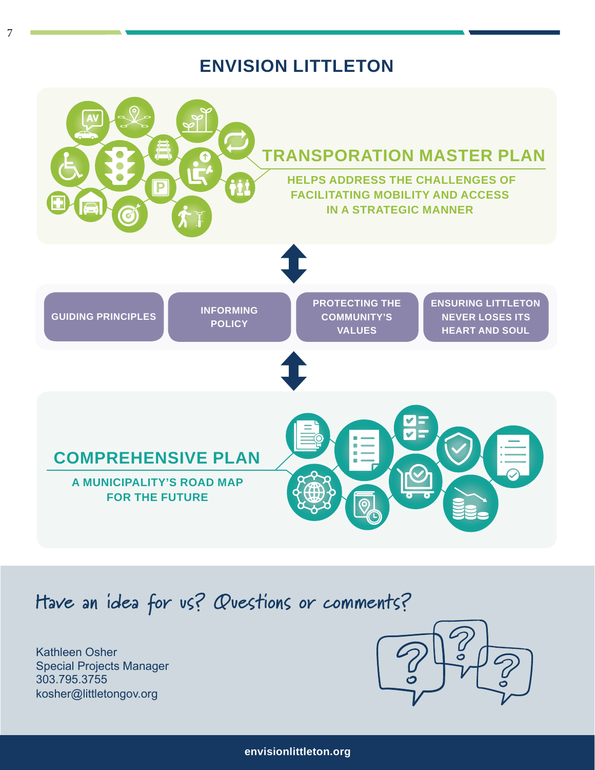# ENVISION LITTLETON

## TRANSPORATION MASTER PLAN

**HELPS ADDRESS THE CHALLENGES OF FACILITATING MOBILITY AND ACCESS IN A STRATEGIC MANNER**

- GUIDING PRINCIPLES
- INFORMING POLICY
- PROTECTING THE COMMUNITY'S VALUES
- ENSURING LITTLETON NEVER LOSES ITS HEART AND SOUL

## COMPREHENSIVE PLAN

**A MUNICIPALITY'S ROAD MAP FOR THE FUTURE**

## Have an idea for us? Questions or comments?

Kathleen Osher
Special Projects Manager
303.795.3755
kosher@littletongov.org

**envisionlittleton.org**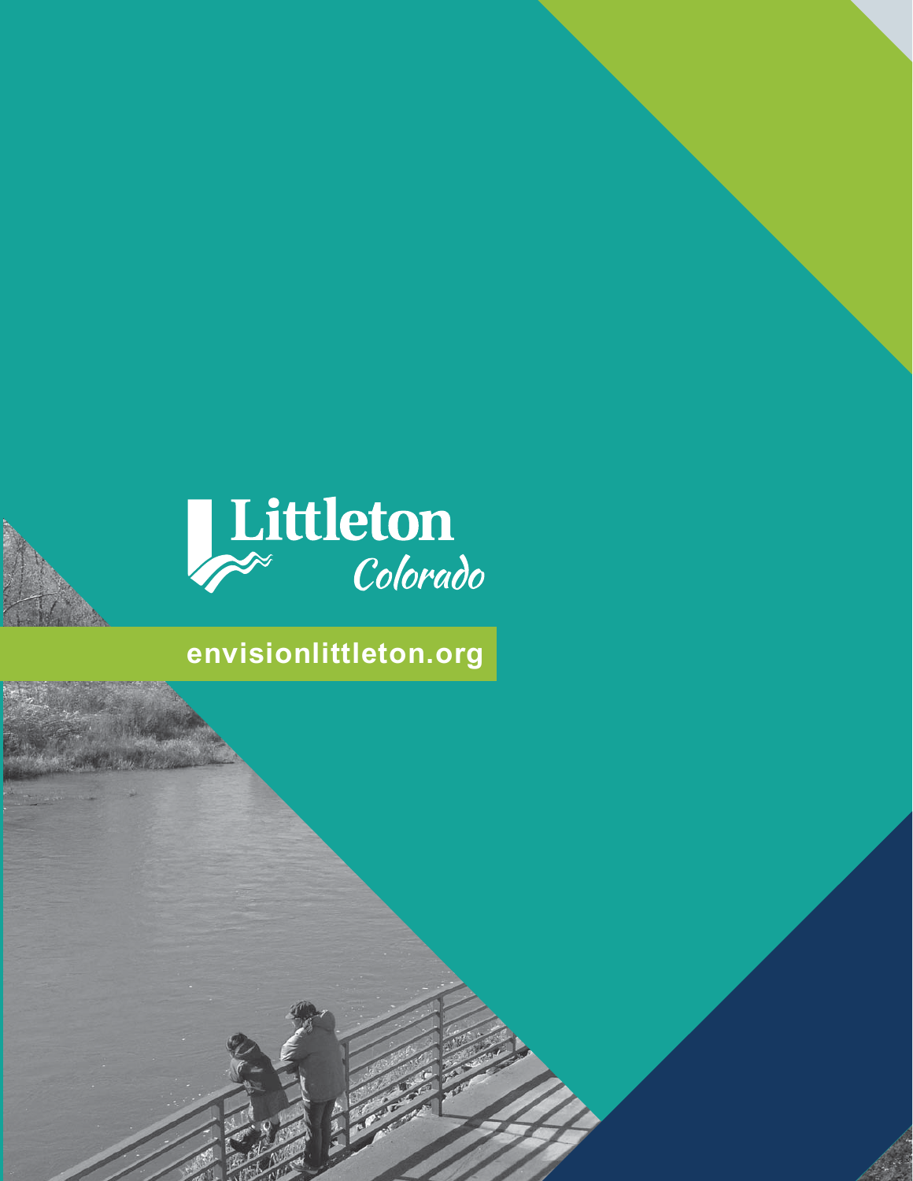Littleton

Colorado

envisionlittleton.org